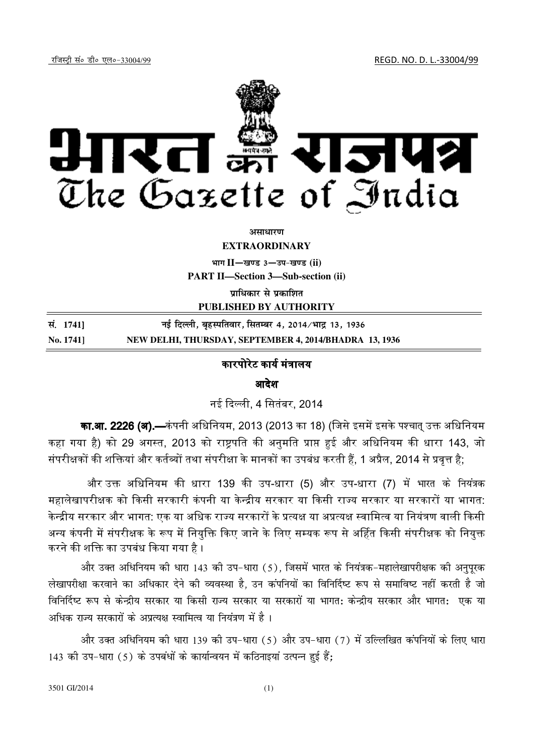रजिस्ट्री सं० डी० एल०-33004/99 REGD. NO. D. L.-33004/99

# भारत का राजपत्र
# The Gazette of India

**असाधारण**

**EXTRAORDINARY**

**भाग II—खण्ड 3—उप-खण्ड (ii)**

**PART II—Section 3—Sub-section (ii)**

**प्राधिकार से प्रकाशित**

**PUBLISHED BY AUTHORITY**

| | |
|---|---|
| **सं. 1741]** | **नई दिल्ली, बृहस्पतिवार, सितम्बर 4, 2014/भाद्र 13, 1936** |
| **No. 1741]** | **NEW DELHI, THURSDAY, SEPTEMBER 4, 2014/BHADRA 13, 1936** |

## कारपोरेट कार्य मंत्रालय

### आदेश

नई दिल्ली, 4 सितंबर, 2014

**का.आ. 2226 (अ).—**कंपनी अधिनियम, 2013 (2013 का 18) (जिसे इसमें इसके पश्चात् उक्त अधिनियम कहा गया है) को 29 अगस्त, 2013 को राष्ट्रपति की अनुमति प्राप्त हुई और अधिनियम की धारा 143, जो संपरीक्षकों की शक्तियां और कर्तव्यों तथा संपरीक्षा के मानकों का उपबंध करती हैं, 1 अप्रैल, 2014 से प्रवृत्त है;

और उक्त अधिनियम की धारा 139 की उप-धारा (5) और उप-धारा (7) में भारत के नियंत्रक महालेखापरीक्षक को किसी सरकारी कंपनी या केन्द्रीय सरकार या किसी राज्य सरकार या सरकारों या भागत: केन्द्रीय सरकार और भागत: एक या अधिक राज्य सरकारों के प्रत्यक्ष या अप्रत्यक्ष स्वामित्व या नियंत्रण वाली किसी अन्य कंपनी में संपरीक्षक के रूप में नियुक्ति किए जाने के लिए सम्यक रूप से अर्हित किसी संपरीक्षक को नियुक्त करने की शक्ति का उपबंध किया गया है ।

और उक्त अधिनियम की धारा 143 की उप-धारा (5), जिसमें भारत के नियंत्रक-महालेखापरीक्षक की अनुपूरक लेखापरीक्षा करवाने का अधिकार देने की व्यवस्था है, उन कंपनियों का विनिर्दिष्ट रूप से समाविष्ट नहीं करती है जो विनिर्दिष्ट रूप से केन्द्रीय सरकार या किसी राज्य सरकार या सरकारों या भागत: केन्द्रीय सरकार और भागत: एक या अधिक राज्य सरकारों के अप्रत्यक्ष स्वामित्व या नियंत्रण में है ।

और उक्त अधिनियम की धारा 139 की उप-धारा (5) और उप-धारा (7) में उल्लिखित कंपनियों के लिए धारा 143 की उप-धारा (5) के उपबंधों के कार्यान्वयन में कठिनाइयां उत्पन्न हुई हैं;

3501 GI/2014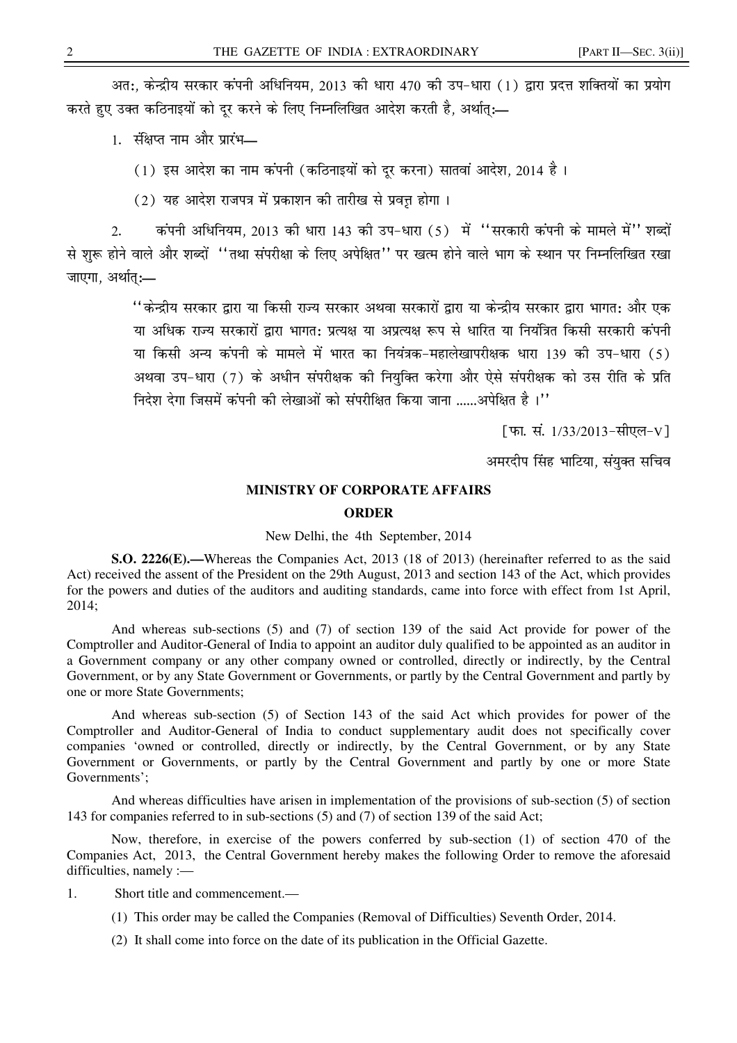अत:, केन्द्रीय सरकार कंपनी अधिनियम, 2013 की धारा 470 की उप-धारा (1) द्वारा प्रदत्त शक्तियों का प्रयोग करते हुए उक्त कठिनाइयों को दूर करने के लिए निम्नलिखित आदेश करती है, अर्थात्:—

1. संक्षिप्त नाम और प्रारंभ—

   (1) इस आदेश का नाम कंपनी (कठिनाइयों को दूर करना) सातवां आदेश, 2014 है ।

   (2) यह आदेश राजपत्र में प्रकाशन की तारीख से प्रवृत्त होगा ।

2. कंपनी अधिनियम, 2013 की धारा 143 की उप-धारा (5) में ''सरकारी कंपनी के मामले में'' शब्दों से शुरू होने वाले और शब्दों ''तथा संपरीक्षा के लिए अपेक्षित'' पर खत्म होने वाले भाग के स्थान पर निम्नलिखित रखा जाएगा, अर्थात्:—

> ''केन्द्रीय सरकार द्वारा या किसी राज्य सरकार अथवा सरकारों द्वारा या केन्द्रीय सरकार द्वारा भागत: और एक या अधिक राज्य सरकारों द्वारा भागत: प्रत्यक्ष या अप्रत्यक्ष रूप से धारित या नियंत्रित किसी सरकारी कंपनी या किसी अन्य कंपनी के मामले में भारत का नियंत्रक-महालेखापरीक्षक धारा 139 की उप-धारा (5) अथवा उप-धारा (7) के अधीन संपरीक्षक की नियुक्ति करेगा और ऐसे संपरीक्षक को उस रीति के प्रति निदेश देगा जिसमें कंपनी की लेखाओं को संपरीक्षित किया जाना ......अपेक्षित है ।''

[फा. सं. 1/33/2013-सीएल-V]

अमरदीप सिंह भाटिया, संयुक्त सचिव

## MINISTRY OF CORPORATE AFFAIRS

## ORDER

New Delhi, the 4th September, 2014

**S.O. 2226(E).—**Whereas the Companies Act, 2013 (18 of 2013) (hereinafter referred to as the said Act) received the assent of the President on the 29th August, 2013 and section 143 of the Act, which provides for the powers and duties of the auditors and auditing standards, came into force with effect from 1st April, 2014;

And whereas sub-sections (5) and (7) of section 139 of the said Act provide for power of the Comptroller and Auditor-General of India to appoint an auditor duly qualified to be appointed as an auditor in a Government company or any other company owned or controlled, directly or indirectly, by the Central Government, or by any State Government or Governments, or partly by the Central Government and partly by one or more State Governments;

And whereas sub-section (5) of Section 143 of the said Act which provides for power of the Comptroller and Auditor-General of India to conduct supplementary audit does not specifically cover companies 'owned or controlled, directly or indirectly, by the Central Government, or by any State Government or Governments, or partly by the Central Government and partly by one or more State Governments';

And whereas difficulties have arisen in implementation of the provisions of sub-section (5) of section 143 for companies referred to in sub-sections (5) and (7) of section 139 of the said Act;

Now, therefore, in exercise of the powers conferred by sub-section (1) of section 470 of the Companies Act, 2013, the Central Government hereby makes the following Order to remove the aforesaid difficulties, namely :—

1. Short title and commencement.—

   (1) This order may be called the Companies (Removal of Difficulties) Seventh Order, 2014.

   (2) It shall come into force on the date of its publication in the Official Gazette.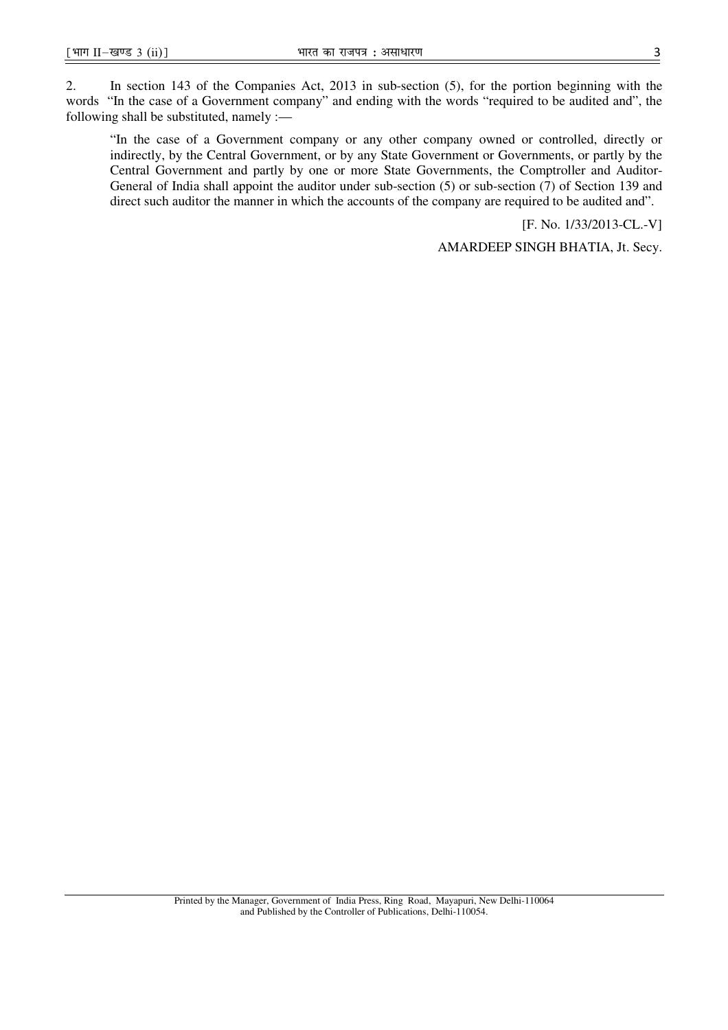2. In section 143 of the Companies Act, 2013 in sub-section (5), for the portion beginning with the words "In the case of a Government company" and ending with the words "required to be audited and", the following shall be substituted, namely :—

> "In the case of a Government company or any other company owned or controlled, directly or indirectly, by the Central Government, or by any State Government or Governments, or partly by the Central Government and partly by one or more State Governments, the Comptroller and Auditor-General of India shall appoint the auditor under sub-section (5) or sub-section (7) of Section 139 and direct such auditor the manner in which the accounts of the company are required to be audited and".

[F. No. 1/33/2013-CL.-V]

AMARDEEP SINGH BHATIA, Jt. Secy.

Printed by the Manager, Government of India Press, Ring Road, Mayapuri, New Delhi-110064
and Published by the Controller of Publications, Delhi-110054.